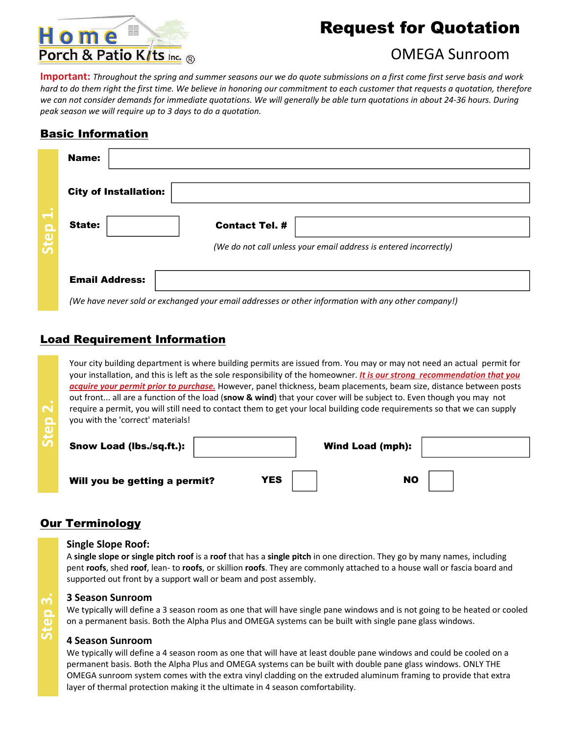Home Porch & Patio Kits Inc. ®

# Request for Quotation

## OMEGA Sunroom

**Important:** *Throughout the spring and summer seasons our we do quote submissions on a first come first serve basis and work hard to do them right the first time. We believe in honoring our commitment to each customer that requests a quotation, therefore we can not consider demands for immediate quotations. We will generally be able turn quotations in about 24-36 hours. During peak season we will require up to 3 days to do a quotation.*

## Basic Information

**Step 1.**

**Name:**

**City of Installation:**

**State:** **Contact Tel. #**

*(We do not call unless your email address is entered incorrectly)*

**Email Address:**

*(We have never sold or exchanged your email addresses or other information with any other company!)*

## Load Requirement Information

**Step 2.**

Your city building department is where building permits are issued from. You may or may not need an actual permit for your installation, and this is left as the sole responsibility of the homeowner. ***It is our strong recommendation that you acquire your permit prior to purchase.*** However, panel thickness, beam placements, beam size, distance between posts out front... all are a function of the load (**snow & wind**) that your cover will be subject to. Even though you may not require a permit, you will still need to contact them to get your local building code requirements so that we can supply you with the 'correct' materials!

**Snow Load (lbs./sq.ft.):** **Wind Load (mph):**

**Will you be getting a permit?** **YES** ☐ **NO** ☐

## Our Terminology

**Step 3.**

### Single Slope Roof:

A **single slope or single pitch roof** is a **roof** that has a **single pitch** in one direction. They go by many names, including pent **roofs**, shed **roof**, lean- to **roofs**, or skillion **roofs**. They are commonly attached to a house wall or fascia board and supported out front by a support wall or beam and post assembly.

### 3 Season Sunroom

We typically will define a 3 season room as one that will have single pane windows and is not going to be heated or cooled on a permanent basis. Both the Alpha Plus and OMEGA systems can be built with single pane glass windows.

### 4 Season Sunroom

We typically will define a 4 season room as one that will have at least double pane windows and could be cooled on a permanent basis. Both the Alpha Plus and OMEGA systems can be built with double pane glass windows. ONLY THE OMEGA sunroom system comes with the extra vinyl cladding on the extruded aluminum framing to provide that extra layer of thermal protection making it the ultimate in 4 season comfortability.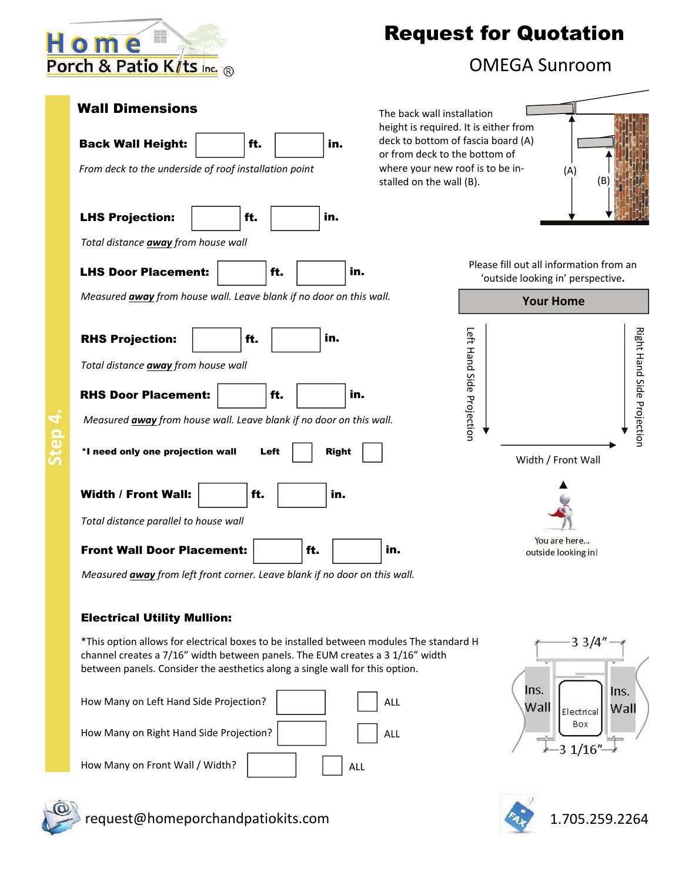Home Porch & Patio Kits Inc.®

# Request for Quotation

## OMEGA Sunroom

Step 4.

### Wall Dimensions

**Back Wall Height:** ____ **ft.** ____ **in.**

*From deck to the underside of roof installation point*

The back wall installation height is required. It is either from deck to bottom of fascia board (A) or from deck to the bottom of where your new roof is to be installed on the wall (B).

(A)

(B)

**LHS Projection:** ____ **ft.** ____ **in.**

*Total distance **away** from house wall*

**LHS Door Placement:** ____ **ft.** ____ **in.**

*Measured **away** from house wall. Leave blank if no door on this wall.*

**RHS Projection:** ____ **ft.** ____ **in.**

*Total distance **away** from house wall*

**RHS Door Placement:** ____ **ft.** ____ **in.**

*Measured **away** from house wall. Leave blank if no door on this wall.*

**\*I need only one projection wall** **Left** ☐ **Right** ☐

**Width / Front Wall:** ____ **ft.** ____ **in.**

*Total distance parallel to house wall*

**Front Wall Door Placement:** ____ **ft.** ____ **in.**

*Measured **away** from left front corner. Leave blank if no door on this wall.*

Please fill out all information from an 'outside looking in' perspective.

**Your Home**

Left Hand Side Projection

Right Hand Side Projection

Width / Front Wall

You are here... outside looking in!

### Electrical Utility Mullion:

*This option allows for electrical boxes to be installed between modules The standard H channel creates a 7/16" width between panels. The EUM creates a 3 1/16" width between panels. Consider the aesthetics along a single wall for this option.

How Many on Left Hand Side Projection? ____ ☐ ALL

How Many on Right Hand Side Projection? ____ ☐ ALL

How Many on Front Wall / Width? ____ ☐ ALL

3 3/4"

Ins. Wall

Electrical Box

Ins. Wall

3 1/16"

request@homeporchandpatiokits.com

1.705.259.2264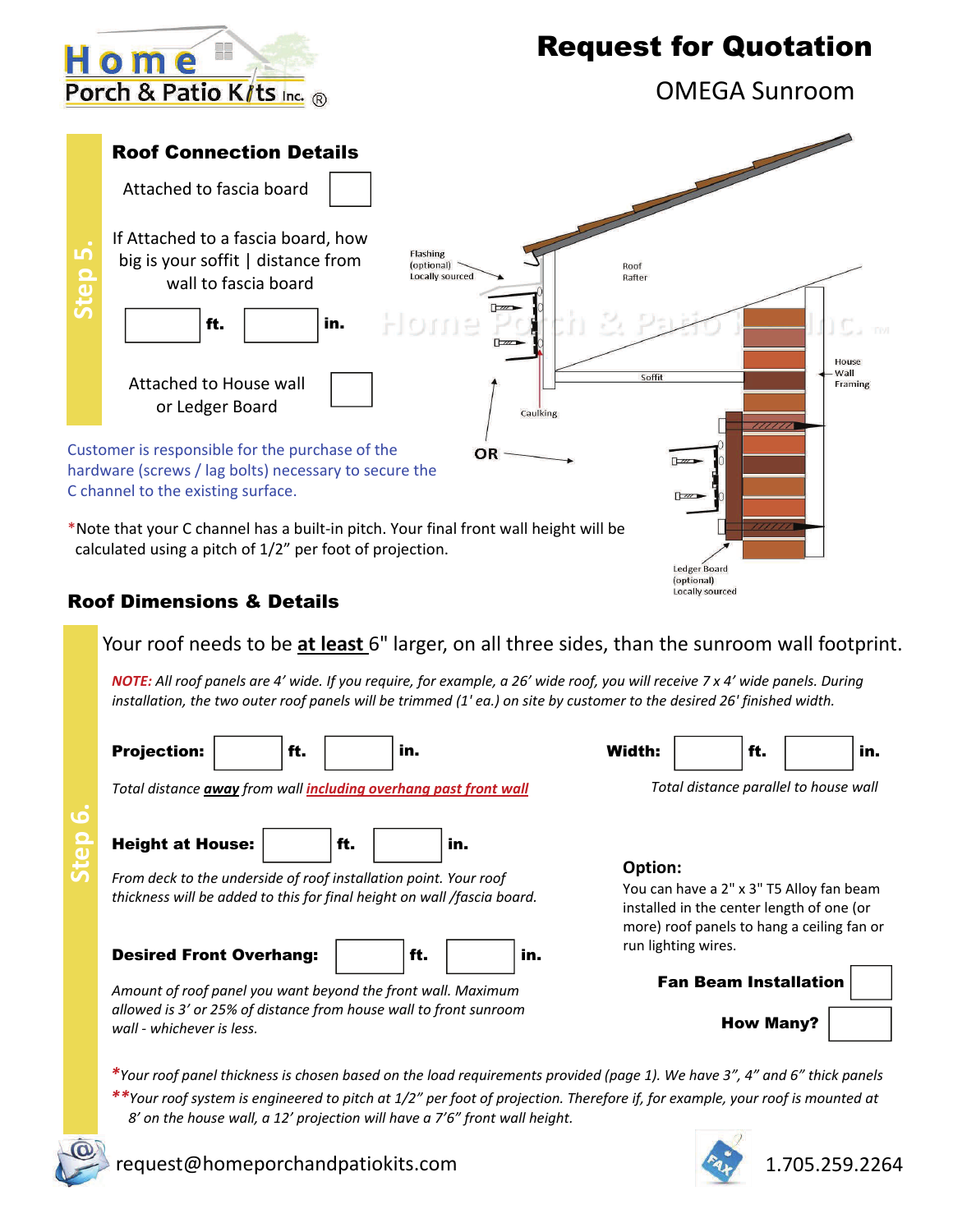# Request for Quotation

## OMEGA Sunroom

Home Porch & Patio Kits Inc.®

### Step 5. Roof Connection Details

Attached to fascia board ☐

If Attached to a fascia board, how big is your soffit | distance from wall to fascia board

☐ ft. ☐ in.

Attached to House wall or Ledger Board ☐

Flashing (optional) Locally sourced

Roof Rafter

Soffit

House Wall Framing

Caulking

OR

Ledger Board (optional) Locally sourced

Customer is responsible for the purchase of the hardware (screws / lag bolts) necessary to secure the C channel to the existing surface.

*Note that your C channel has a built-in pitch. Your final front wall height will be calculated using a pitch of 1/2" per foot of projection.

### Step 6. Roof Dimensions & Details

Your roof needs to be **at least** 6" larger, on all three sides, than the sunroom wall footprint.

*NOTE: All roof panels are 4' wide. If you require, for example, a 26' wide roof, you will receive 7 x 4' wide panels. During installation, the two outer roof panels will be trimmed (1' ea.) on site by customer to the desired 26' finished width.*

**Projection:** ☐ **ft.** ☐ **in.**

*Total distance **away** from wall including overhang past front wall*

**Width:** ☐ **ft.** ☐ **in.**

*Total distance parallel to house wall*

**Height at House:** ☐ **ft.** ☐ **in.**

*From deck to the underside of roof installation point. Your roof thickness will be added to this for final height on wall /fascia board.*

**Desired Front Overhang:** ☐ **ft.** ☐ **in.**

*Amount of roof panel you want beyond the front wall. Maximum allowed is 3' or 25% of distance from house wall to front sunroom wall - whichever is less.*

**Option:**

You can have a 2" x 3" T5 Alloy fan beam installed in the center length of one (or more) roof panels to hang a ceiling fan or run lighting wires.

**Fan Beam Installation** ☐

**How Many?** ☐

**Your roof panel thickness is chosen based on the load requirements provided (page 1). We have 3", 4" and 6" thick panels*

***Your roof system is engineered to pitch at 1/2" per foot of projection. Therefore if, for example, your roof is mounted at 8' on the house wall, a 12' projection will have a 7'6" front wall height.*

request@homeporchandpatiokits.com

1.705.259.2264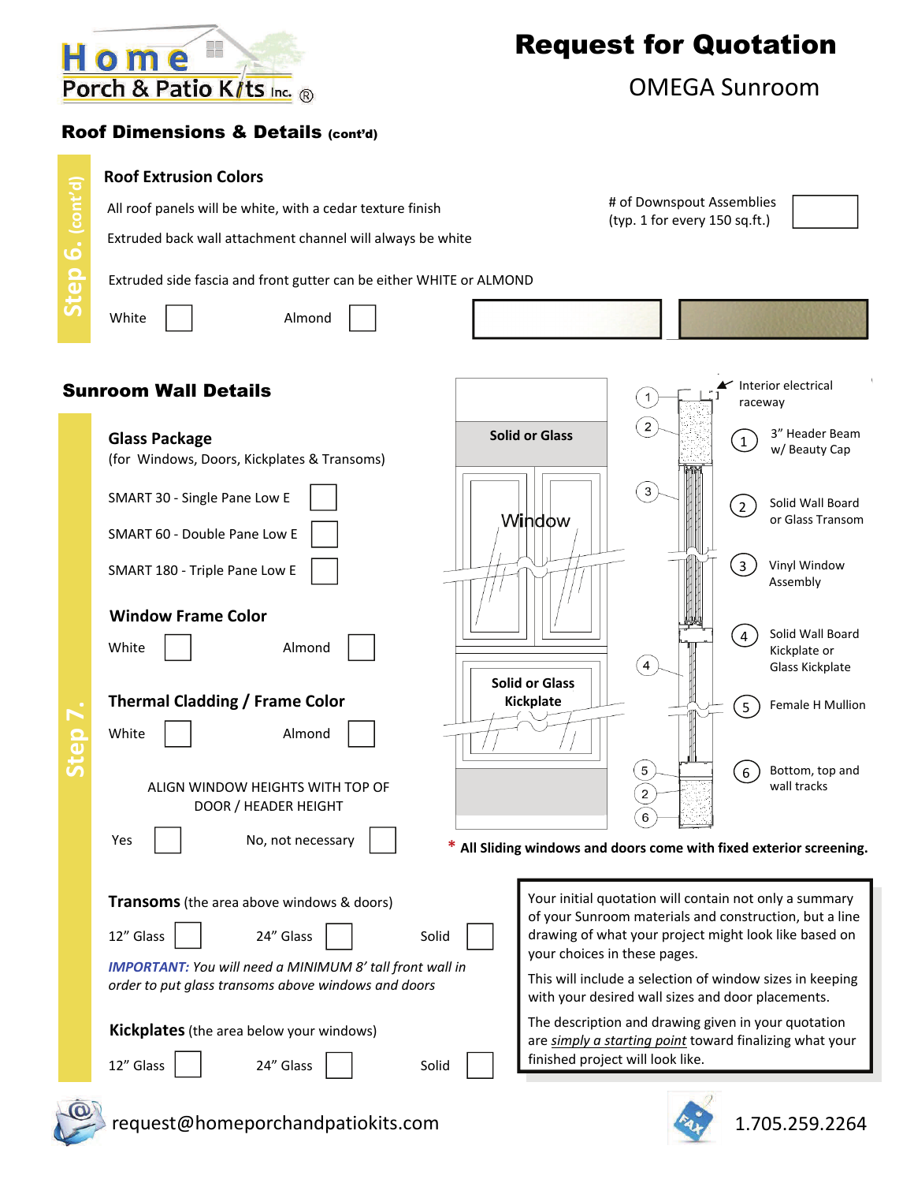# Request for Quotation

OMEGA Sunroom

## Roof Dimensions & Details (cont'd)

**Step 6. (cont'd)**

### Roof Extrusion Colors

All roof panels will be white, with a cedar texture finish

Extruded back wall attachment channel will always be white

# of Downspout Assemblies (typ. 1 for every 150 sq.ft.) ☐

Extruded side fascia and front gutter can be either WHITE or ALMOND

White ☐ Almond ☐

## Sunroom Wall Details

**Step 7.**

### Glass Package

(for Windows, Doors, Kickplates & Transoms)

SMART 30 - Single Pane Low E ☐

SMART 60 - Double Pane Low E ☐

SMART 180 - Triple Pane Low E ☐

### Window Frame Color

White ☐ Almond ☐

### Thermal Cladding / Frame Color

White ☐ Almond ☐

ALIGN WINDOW HEIGHTS WITH TOP OF DOOR / HEADER HEIGHT

Yes ☐ No, not necessary ☐

Solid or Glass

Window

Solid or Glass Kickplate

Interior electrical raceway

1. 3" Header Beam w/ Beauty Cap
2. Solid Wall Board or Glass Transom
3. Vinyl Window Assembly
4. Solid Wall Board Kickplate or Glass Kickplate
5. Female H Mullion
6. Bottom, top and wall tracks

* **All Sliding windows and doors come with fixed exterior screening.**

**Transoms** (the area above windows & doors)

12" Glass ☐ 24" Glass ☐ Solid ☐

***IMPORTANT:*** *You will need a MINIMUM 8' tall front wall in order to put glass transoms above windows and doors*

**Kickplates** (the area below your windows)

12" Glass ☐ 24" Glass ☐ Solid ☐

Your initial quotation will contain not only a summary of your Sunroom materials and construction, but a line drawing of what your project might look like based on your choices in these pages.

This will include a selection of window sizes in keeping with your desired wall sizes and door placements.

The description and drawing given in your quotation are *simply a starting point* toward finalizing what your finished project will look like.

request@homeporchandpatiokits.com

1.705.259.2264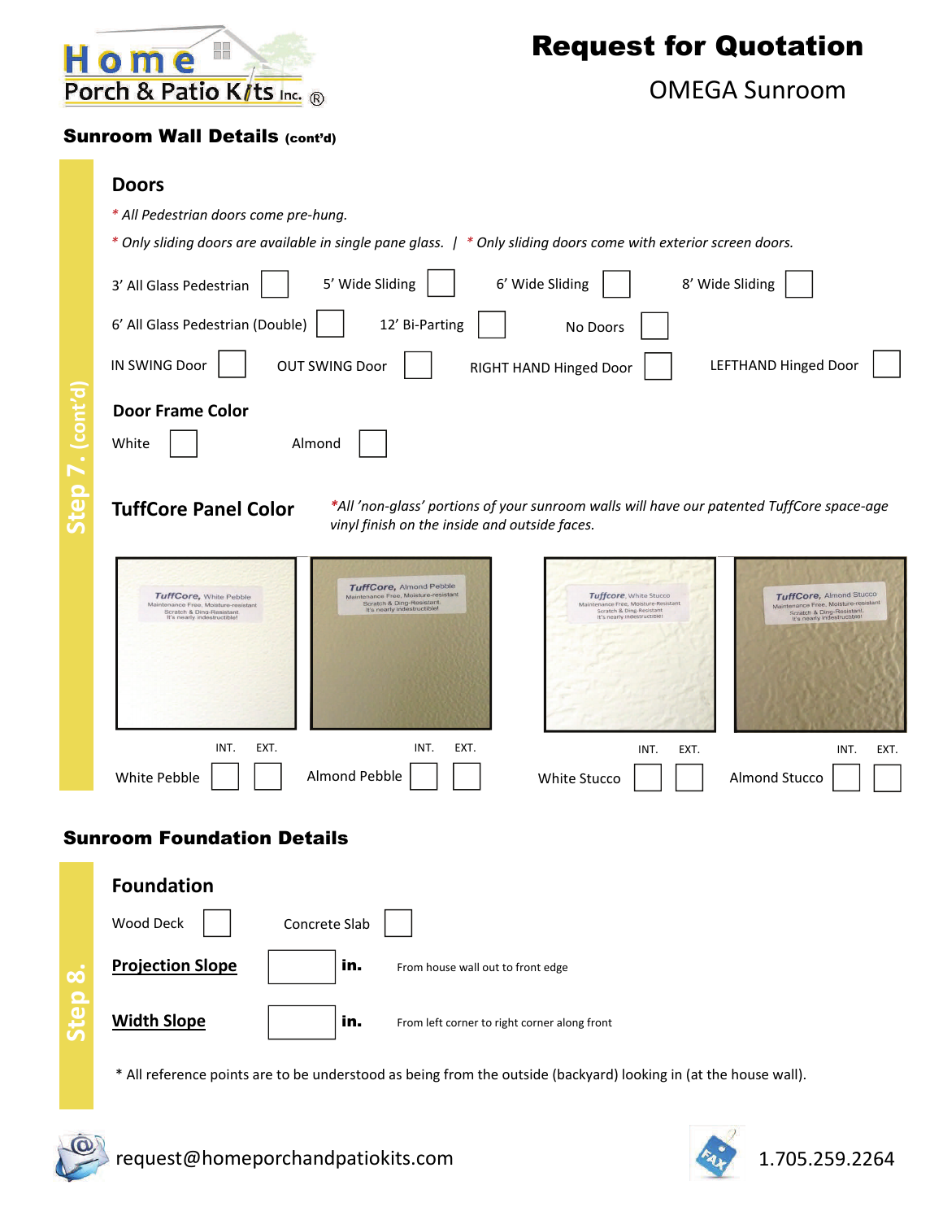# Request for Quotation

OMEGA Sunroom

## Sunroom Wall Details (cont'd)

**Step 7. (cont'd)**

### Doors

*\* All Pedestrian doors come pre-hung.*

*\* Only sliding doors are available in single pane glass.* | *\* Only sliding doors come with exterior screen doors.*

3' All Glass Pedestrian ☐ 5' Wide Sliding ☐ 6' Wide Sliding ☐ 8' Wide Sliding ☐

6' All Glass Pedestrian (Double) ☐ 12' Bi-Parting ☐ No Doors ☐

IN SWING Door ☐ OUT SWING Door ☐ RIGHT HAND Hinged Door ☐ LEFTHAND Hinged Door ☐

### Door Frame Color

White ☐ Almond ☐

### TuffCore Panel Color

*\*All 'non-glass' portions of your sunroom walls will have our patented TuffCore space-age vinyl finish on the inside and outside faces.*

| Color | INT. | EXT. |
|---|---|---|
| White Pebble | ☐ | ☐ |
| Almond Pebble | ☐ | ☐ |
| White Stucco | ☐ | ☐ |
| Almond Stucco | ☐ | ☐ |

## Sunroom Foundation Details

**Step 8.**

### Foundation

Wood Deck ☐ Concrete Slab ☐

**Projection Slope** ______ **in.** From house wall out to front edge

**Width Slope** ______ **in.** From left corner to right corner along front

\* All reference points are to be understood as being from the outside (backyard) looking in (at the house wall).

request@homeporchandpatiokits.com 1.705.259.2264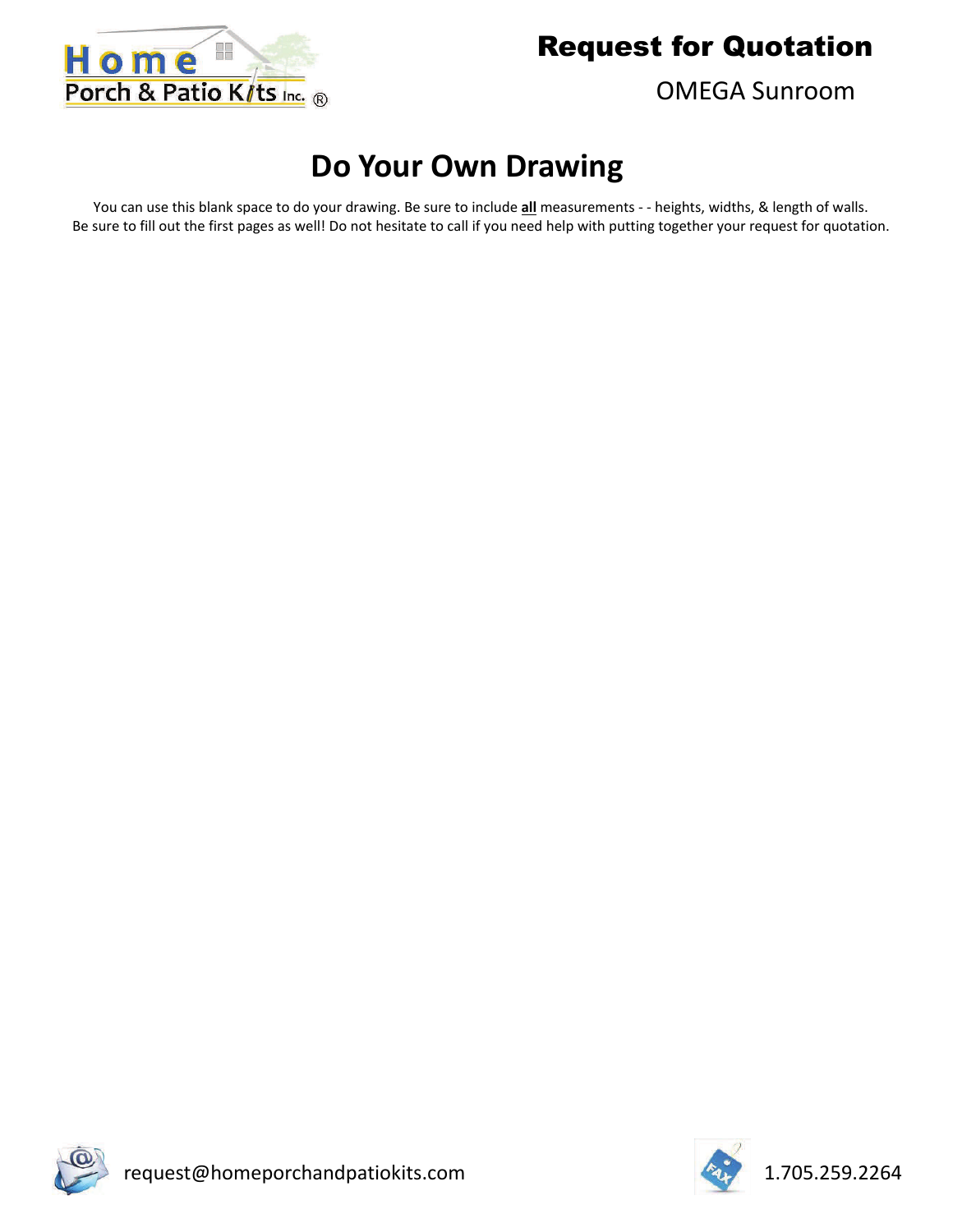# Do Your Own Drawing

You can use this blank space to do your drawing. Be sure to include **all** measurements - - heights, widths, & length of walls.
Be sure to fill out the first pages as well! Do not hesitate to call if you need help with putting together your request for quotation.